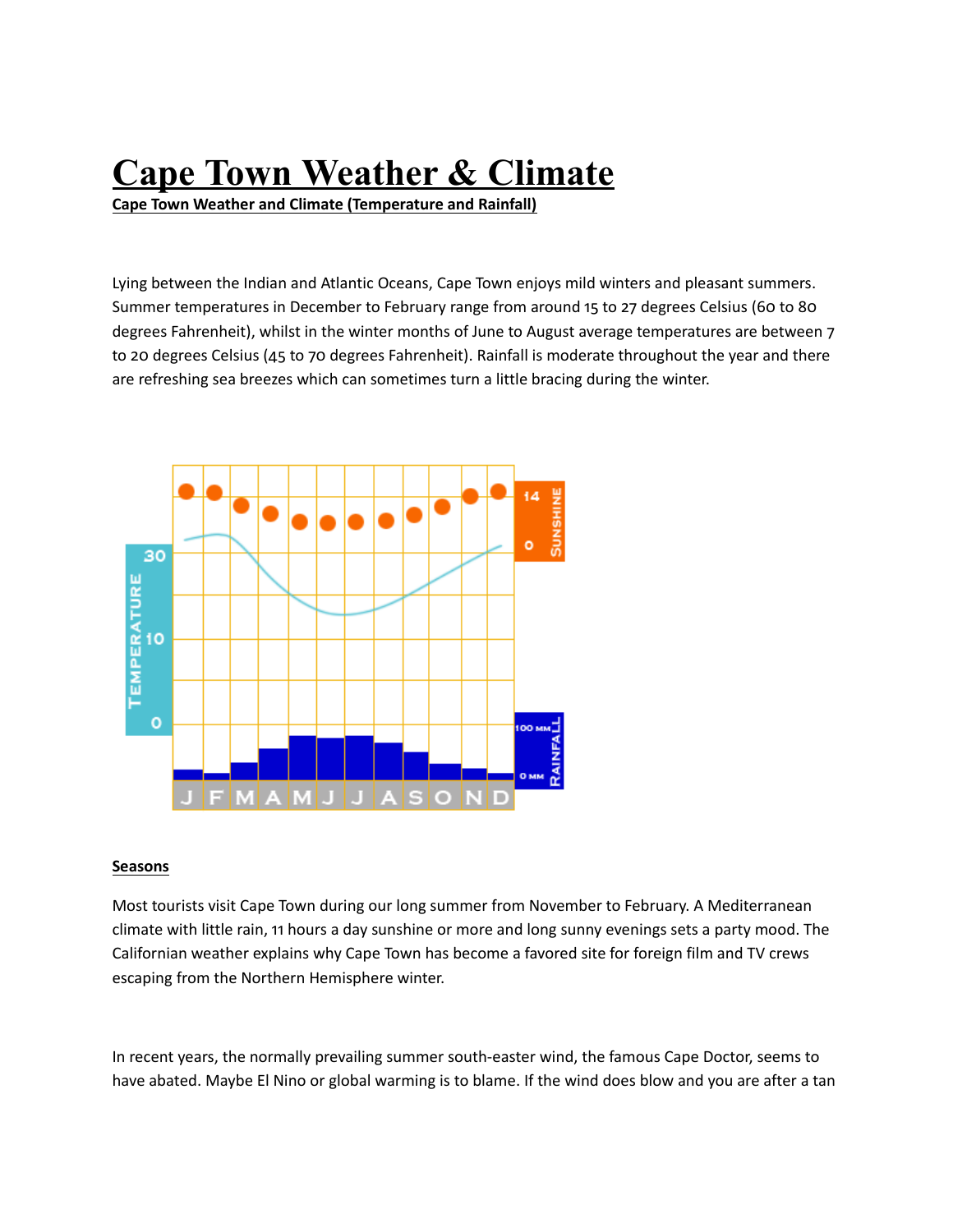# Cape Town Weather & Climate

**Cape Town Weather and Climate (Temperature and Rainfall)**

Lying between the Indian and Atlantic Oceans, Cape Town enjoys mild winters and pleasant summers. Summer temperatures in December to February range from around 15 to 27 degrees Celsius (60 to 80 degrees Fahrenheit), whilst in the winter months of June to August average temperatures are between 7 to 20 degrees Celsius (45 to 70 degrees Fahrenheit). Rainfall is moderate throughout the year and there are refreshing sea breezes which can sometimes turn a little bracing during the winter.

**Seasons**

Most tourists visit Cape Town during our long summer from November to February. A Mediterranean climate with little rain, 11 hours a day sunshine or more and long sunny evenings sets a party mood. The Californian weather explains why Cape Town has become a favored site for foreign film and TV crews escaping from the Northern Hemisphere winter.

In recent years, the normally prevailing summer south-easter wind, the famous Cape Doctor, seems to have abated. Maybe El Nino or global warming is to blame. If the wind does blow and you are after a tan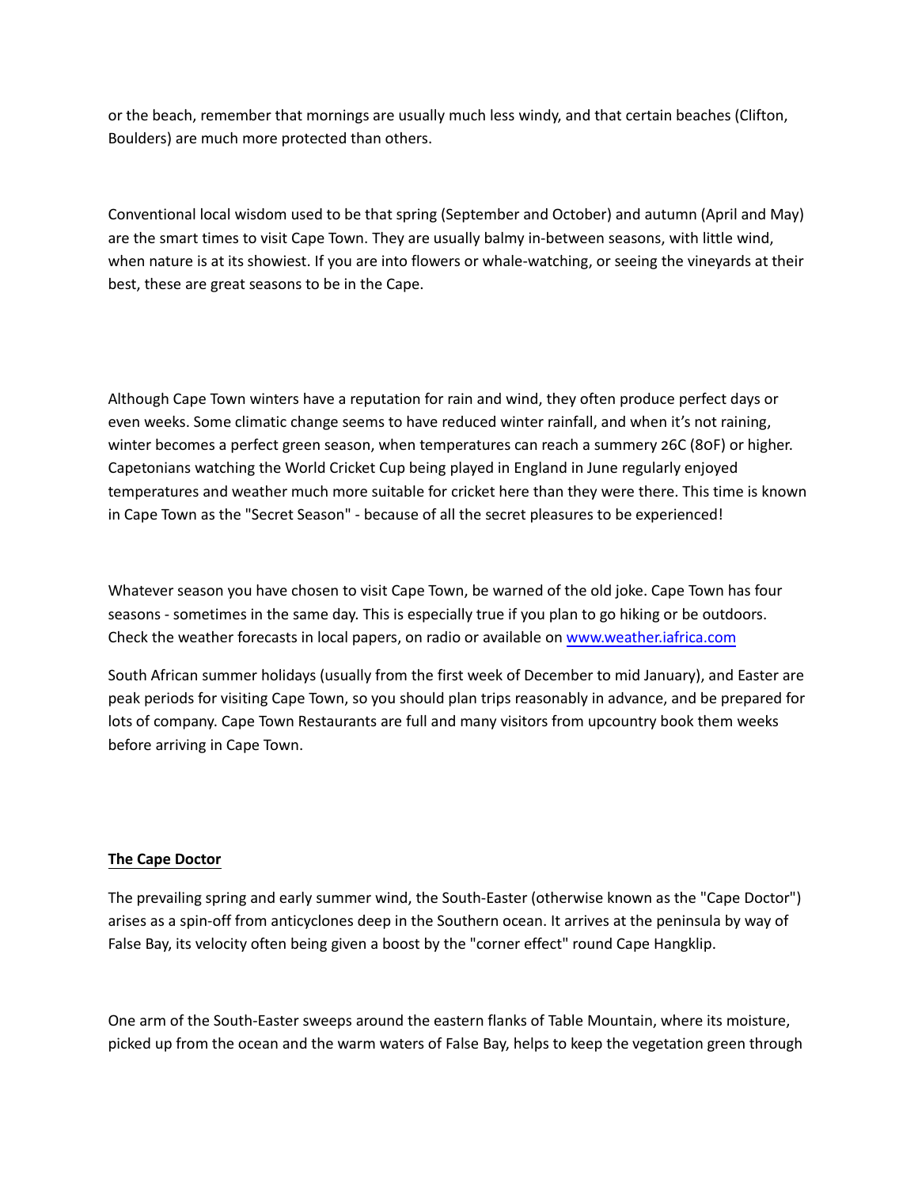or the beach, remember that mornings are usually much less windy, and that certain beaches (Clifton, Boulders) are much more protected than others.

Conventional local wisdom used to be that spring (September and October) and autumn (April and May) are the smart times to visit Cape Town. They are usually balmy in-between seasons, with little wind, when nature is at its showiest. If you are into flowers or whale-watching, or seeing the vineyards at their best, these are great seasons to be in the Cape.

Although Cape Town winters have a reputation for rain and wind, they often produce perfect days or even weeks. Some climatic change seems to have reduced winter rainfall, and when it's not raining, winter becomes a perfect green season, when temperatures can reach a summery 26C (80F) or higher. Capetonians watching the World Cricket Cup being played in England in June regularly enjoyed temperatures and weather much more suitable for cricket here than they were there. This time is known in Cape Town as the "Secret Season" - because of all the secret pleasures to be experienced!

Whatever season you have chosen to visit Cape Town, be warned of the old joke. Cape Town has four seasons - sometimes in the same day. This is especially true if you plan to go hiking or be outdoors. Check the weather forecasts in local papers, on radio or available on [www.weather.iafrica.com](http://www.weather.iafrica.com)

South African summer holidays (usually from the first week of December to mid January), and Easter are peak periods for visiting Cape Town, so you should plan trips reasonably in advance, and be prepared for lots of company. Cape Town Restaurants are full and many visitors from upcountry book them weeks before arriving in Cape Town.

**The Cape Doctor**

The prevailing spring and early summer wind, the South-Easter (otherwise known as the "Cape Doctor") arises as a spin-off from anticyclones deep in the Southern ocean. It arrives at the peninsula by way of False Bay, its velocity often being given a boost by the "corner effect" round Cape Hangklip.

One arm of the South-Easter sweeps around the eastern flanks of Table Mountain, where its moisture, picked up from the ocean and the warm waters of False Bay, helps to keep the vegetation green through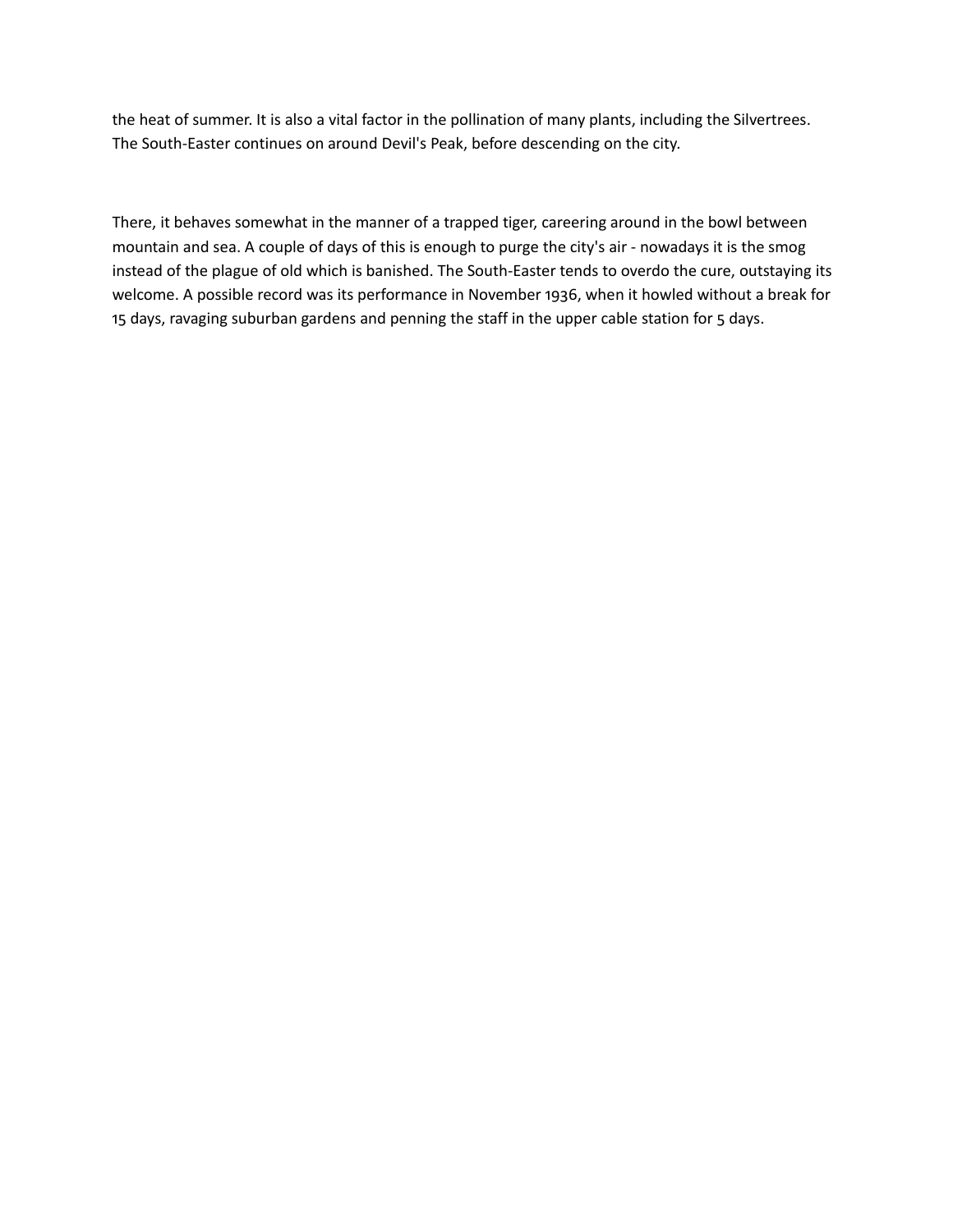the heat of summer. It is also a vital factor in the pollination of many plants, including the Silvertrees. The South-Easter continues on around Devil's Peak, before descending on the city.

There, it behaves somewhat in the manner of a trapped tiger, careering around in the bowl between mountain and sea. A couple of days of this is enough to purge the city's air - nowadays it is the smog instead of the plague of old which is banished. The South-Easter tends to overdo the cure, outstaying its welcome. A possible record was its performance in November 1936, when it howled without a break for 15 days, ravaging suburban gardens and penning the staff in the upper cable station for 5 days.